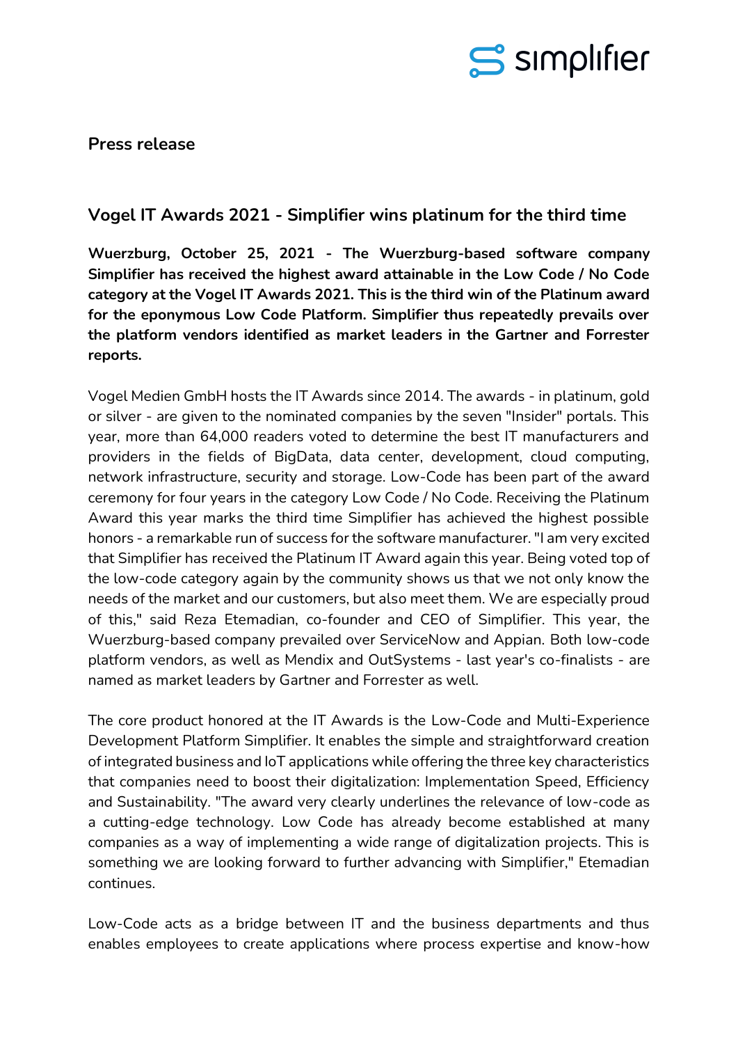**Press release**

## Vogel IT Awards 2021 - Simplifier wins platinum for the third time

**Wuerzburg, October 25, 2021 - The Wuerzburg-based software company Simplifier has received the highest award attainable in the Low Code / No Code category at the Vogel IT Awards 2021. This is the third win of the Platinum award for the eponymous Low Code Platform. Simplifier thus repeatedly prevails over the platform vendors identified as market leaders in the Gartner and Forrester reports.**

Vogel Medien GmbH hosts the IT Awards since 2014. The awards - in platinum, gold or silver - are given to the nominated companies by the seven "Insider" portals. This year, more than 64,000 readers voted to determine the best IT manufacturers and providers in the fields of BigData, data center, development, cloud computing, network infrastructure, security and storage. Low-Code has been part of the award ceremony for four years in the category Low Code / No Code. Receiving the Platinum Award this year marks the third time Simplifier has achieved the highest possible honors - a remarkable run of success for the software manufacturer. "I am very excited that Simplifier has received the Platinum IT Award again this year. Being voted top of the low-code category again by the community shows us that we not only know the needs of the market and our customers, but also meet them. We are especially proud of this," said Reza Etemadian, co-founder and CEO of Simplifier. This year, the Wuerzburg-based company prevailed over ServiceNow and Appian. Both low-code platform vendors, as well as Mendix and OutSystems - last year's co-finalists - are named as market leaders by Gartner and Forrester as well.

The core product honored at the IT Awards is the Low-Code and Multi-Experience Development Platform Simplifier. It enables the simple and straightforward creation of integrated business and IoT applications while offering the three key characteristics that companies need to boost their digitalization: Implementation Speed, Efficiency and Sustainability. "The award very clearly underlines the relevance of low-code as a cutting-edge technology. Low Code has already become established at many companies as a way of implementing a wide range of digitalization projects. This is something we are looking forward to further advancing with Simplifier," Etemadian continues.

Low-Code acts as a bridge between IT and the business departments and thus enables employees to create applications where process expertise and know-how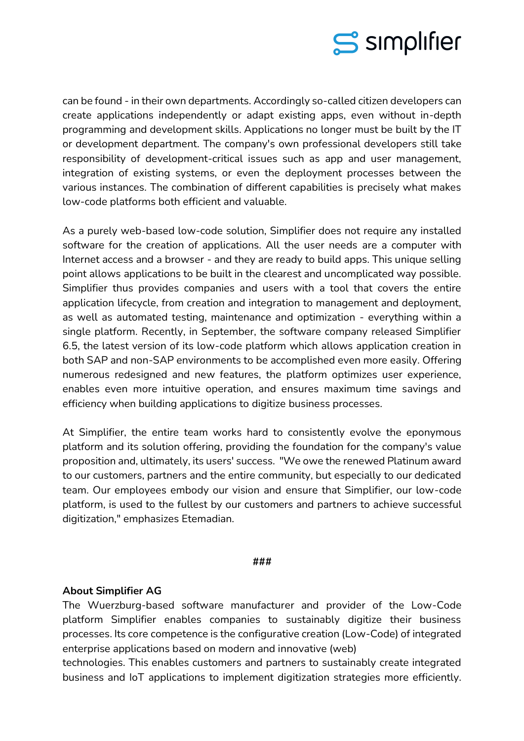can be found - in their own departments. Accordingly so-called citizen developers can create applications independently or adapt existing apps, even without in-depth programming and development skills. Applications no longer must be built by the IT or development department. The company's own professional developers still take responsibility of development-critical issues such as app and user management, integration of existing systems, or even the deployment processes between the various instances. The combination of different capabilities is precisely what makes low-code platforms both efficient and valuable.

As a purely web-based low-code solution, Simplifier does not require any installed software for the creation of applications. All the user needs are a computer with Internet access and a browser - and they are ready to build apps. This unique selling point allows applications to be built in the clearest and uncomplicated way possible. Simplifier thus provides companies and users with a tool that covers the entire application lifecycle, from creation and integration to management and deployment, as well as automated testing, maintenance and optimization - everything within a single platform. Recently, in September, the software company released Simplifier 6.5, the latest version of its low-code platform which allows application creation in both SAP and non-SAP environments to be accomplished even more easily. Offering numerous redesigned and new features, the platform optimizes user experience, enables even more intuitive operation, and ensures maximum time savings and efficiency when building applications to digitize business processes.

At Simplifier, the entire team works hard to consistently evolve the eponymous platform and its solution offering, providing the foundation for the company's value proposition and, ultimately, its users' success. "We owe the renewed Platinum award to our customers, partners and the entire community, but especially to our dedicated team. Our employees embody our vision and ensure that Simplifier, our low-code platform, is used to the fullest by our customers and partners to achieve successful digitization," emphasizes Etemadian.

###

**About Simplifier AG**

The Wuerzburg-based software manufacturer and provider of the Low-Code platform Simplifier enables companies to sustainably digitize their business processes. Its core competence is the configurative creation (Low-Code) of integrated enterprise applications based on modern and innovative (web) technologies. This enables customers and partners to sustainably create integrated business and IoT applications to implement digitization strategies more efficiently.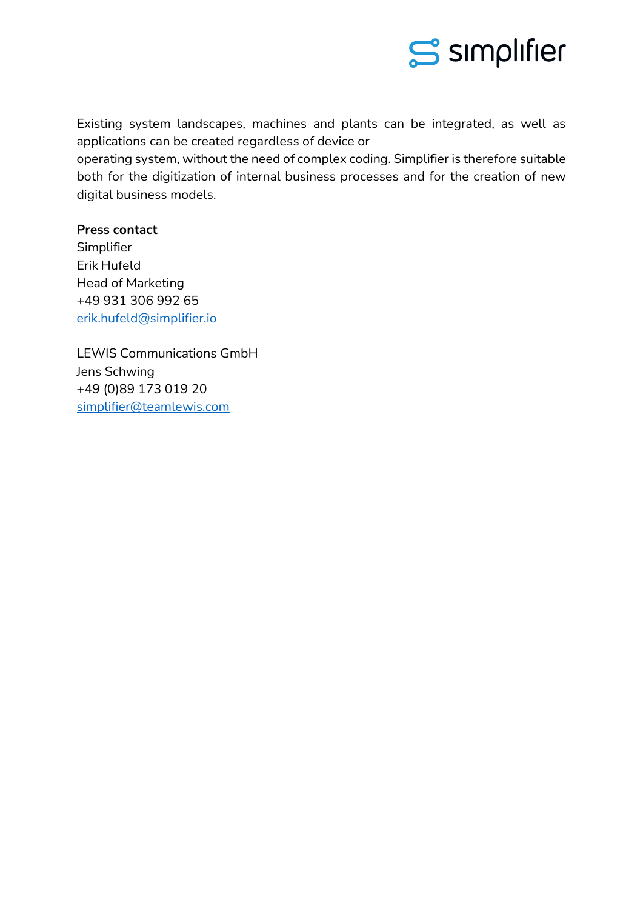Existing system landscapes, machines and plants can be integrated, as well as applications can be created regardless of device or
operating system, without the need of complex coding. Simplifier is therefore suitable both for the digitization of internal business processes and for the creation of new digital business models.

**Press contact**
Simplifier
Erik Hufeld
Head of Marketing
+49 931 306 992 65
erik.hufeld@simplifier.io

LEWIS Communications GmbH
Jens Schwing
+49 (0)89 173 019 20
simplifier@teamlewis.com